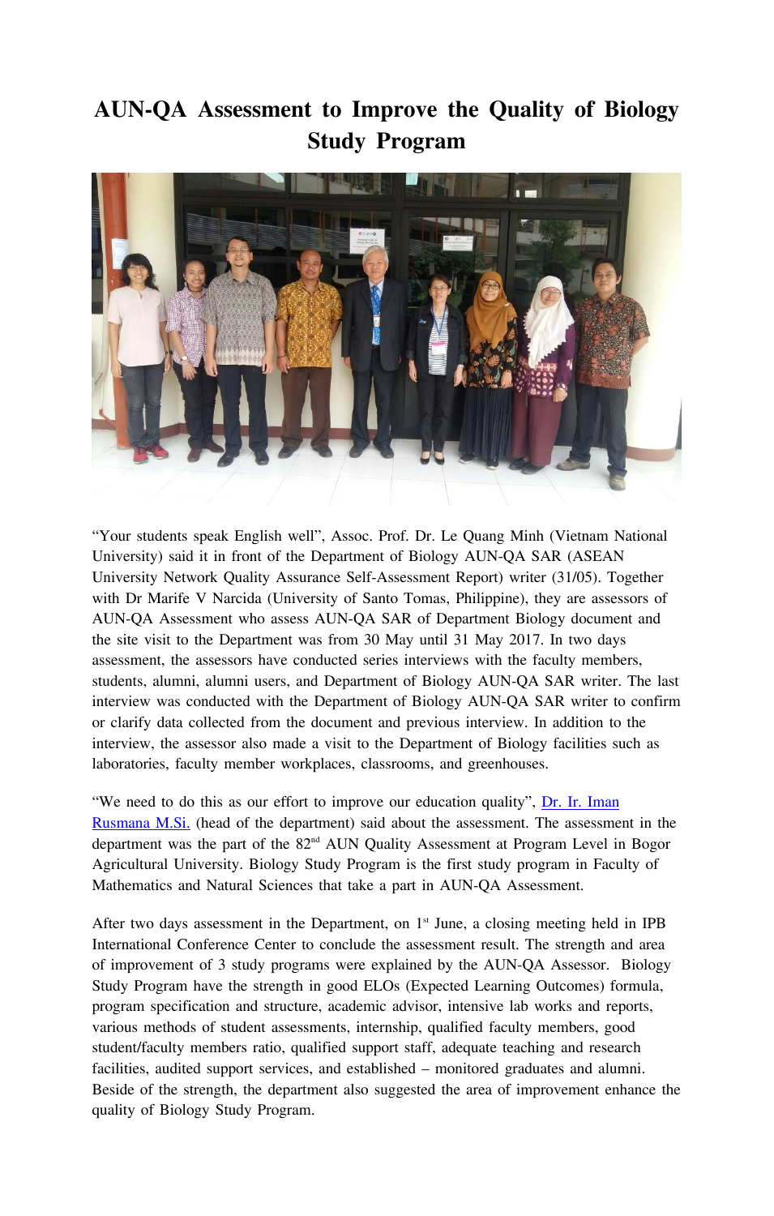# AUN-QA Assessment to Improve the Quality of Biology Study Program

"Your students speak English well", Assoc. Prof. Dr. Le Quang Minh (Vietnam National University) said it in front of the Department of Biology AUN-QA SAR (ASEAN University Network Quality Assurance Self-Assessment Report) writer (31/05). Together with Dr Marife V Narcida (University of Santo Tomas, Philippine), they are assessors of AUN-QA Assessment who assess AUN-QA SAR of Department Biology document and the site visit to the Department was from 30 May until 31 May 2017. In two days assessment, the assessors have conducted series interviews with the faculty members, students, alumni, alumni users, and Department of Biology AUN-QA SAR writer. The last interview was conducted with the Department of Biology AUN-QA SAR writer to confirm or clarify data collected from the document and previous interview. In addition to the interview, the assessor also made a visit to the Department of Biology facilities such as laboratories, faculty member workplaces, classrooms, and greenhouses.

"We need to do this as our effort to improve our education quality", Dr. Ir. Iman Rusmana M.Si. (head of the department) said about the assessment. The assessment in the department was the part of the 82nd AUN Quality Assessment at Program Level in Bogor Agricultural University. Biology Study Program is the first study program in Faculty of Mathematics and Natural Sciences that take a part in AUN-QA Assessment.

After two days assessment in the Department, on 1st June, a closing meeting held in IPB International Conference Center to conclude the assessment result. The strength and area of improvement of 3 study programs were explained by the AUN-QA Assessor. Biology Study Program have the strength in good ELOs (Expected Learning Outcomes) formula, program specification and structure, academic advisor, intensive lab works and reports, various methods of student assessments, internship, qualified faculty members, good student/faculty members ratio, qualified support staff, adequate teaching and research facilities, audited support services, and established – monitored graduates and alumni. Beside of the strength, the department also suggested the area of improvement enhance the quality of Biology Study Program.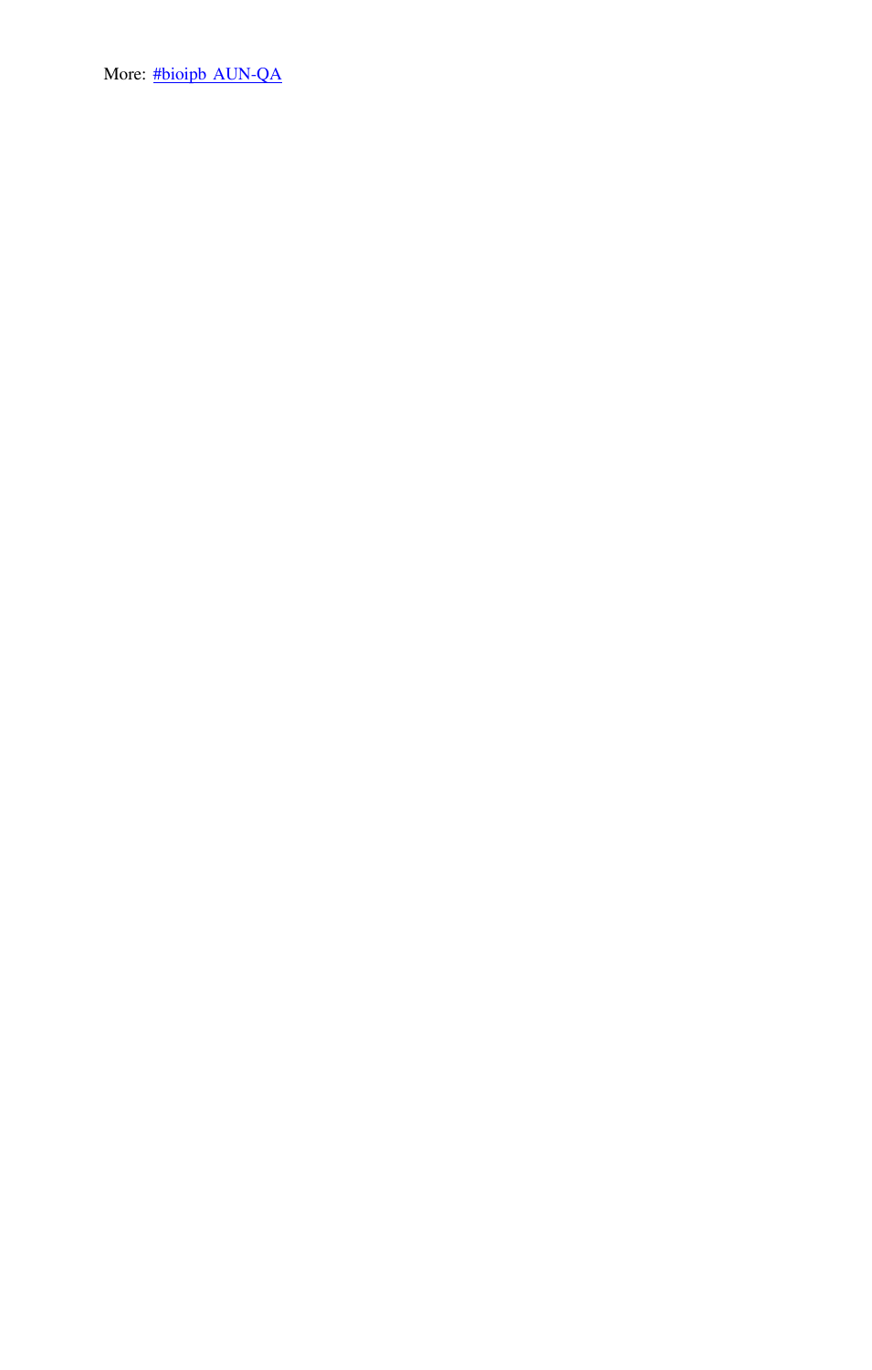More: #bioipb AUN-QA